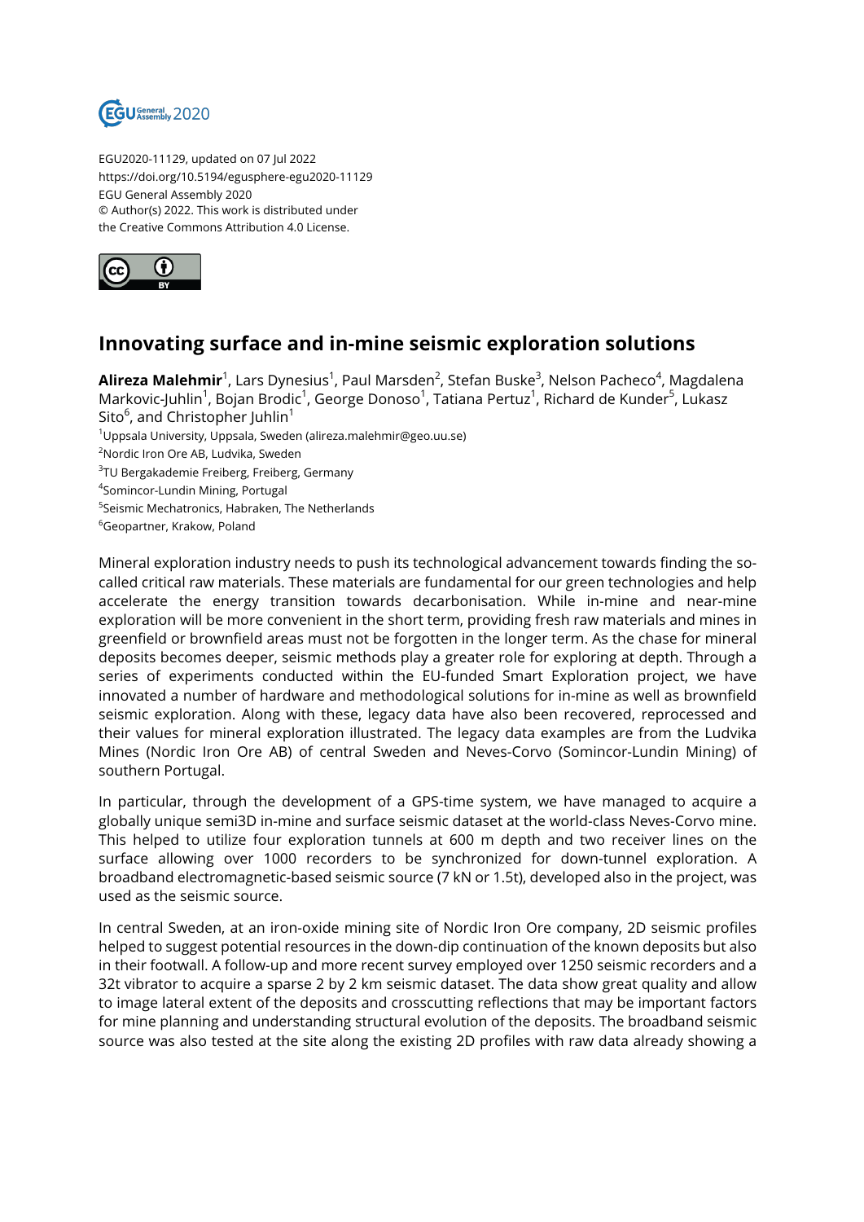EGU2020-11129, updated on 07 Jul 2022
https://doi.org/10.5194/egusphere-egu2020-11129
EGU General Assembly 2020
© Author(s) 2022. This work is distributed under
the Creative Commons Attribution 4.0 License.

# Innovating surface and in-mine seismic exploration solutions

**Alireza Malehmir**[1], Lars Dynesius[1], Paul Marsden[2], Stefan Buske[3], Nelson Pacheco[4], Magdalena Markovic-Juhlin[1], Bojan Brodic[1], George Donoso[1], Tatiana Pertuz[1], Richard de Kunder[5], Lukasz Sito[6], and Christopher Juhlin[1]

[1]Uppsala University, Uppsala, Sweden (alireza.malehmir@geo.uu.se)
[2]Nordic Iron Ore AB, Ludvika, Sweden
[3]TU Bergakademie Freiberg, Freiberg, Germany
[4]Somincor-Lundin Mining, Portugal
[5]Seismic Mechatronics, Habraken, The Netherlands
[6]Geopartner, Krakow, Poland

Mineral exploration industry needs to push its technological advancement towards finding the so-called critical raw materials. These materials are fundamental for our green technologies and help accelerate the energy transition towards decarbonisation. While in-mine and near-mine exploration will be more convenient in the short term, providing fresh raw materials and mines in greenfield or brownfield areas must not be forgotten in the longer term. As the chase for mineral deposits becomes deeper, seismic methods play a greater role for exploring at depth. Through a series of experiments conducted within the EU-funded Smart Exploration project, we have innovated a number of hardware and methodological solutions for in-mine as well as brownfield seismic exploration. Along with these, legacy data have also been recovered, reprocessed and their values for mineral exploration illustrated. The legacy data examples are from the Ludvika Mines (Nordic Iron Ore AB) of central Sweden and Neves-Corvo (Somincor-Lundin Mining) of southern Portugal.

In particular, through the development of a GPS-time system, we have managed to acquire a globally unique semi3D in-mine and surface seismic dataset at the world-class Neves-Corvo mine. This helped to utilize four exploration tunnels at 600 m depth and two receiver lines on the surface allowing over 1000 recorders to be synchronized for down-tunnel exploration. A broadband electromagnetic-based seismic source (7 kN or 1.5t), developed also in the project, was used as the seismic source.

In central Sweden, at an iron-oxide mining site of Nordic Iron Ore company, 2D seismic profiles helped to suggest potential resources in the down-dip continuation of the known deposits but also in their footwall. A follow-up and more recent survey employed over 1250 seismic recorders and a 32t vibrator to acquire a sparse 2 by 2 km seismic dataset. The data show great quality and allow to image lateral extent of the deposits and crosscutting reflections that may be important factors for mine planning and understanding structural evolution of the deposits. The broadband seismic source was also tested at the site along the existing 2D profiles with raw data already showing a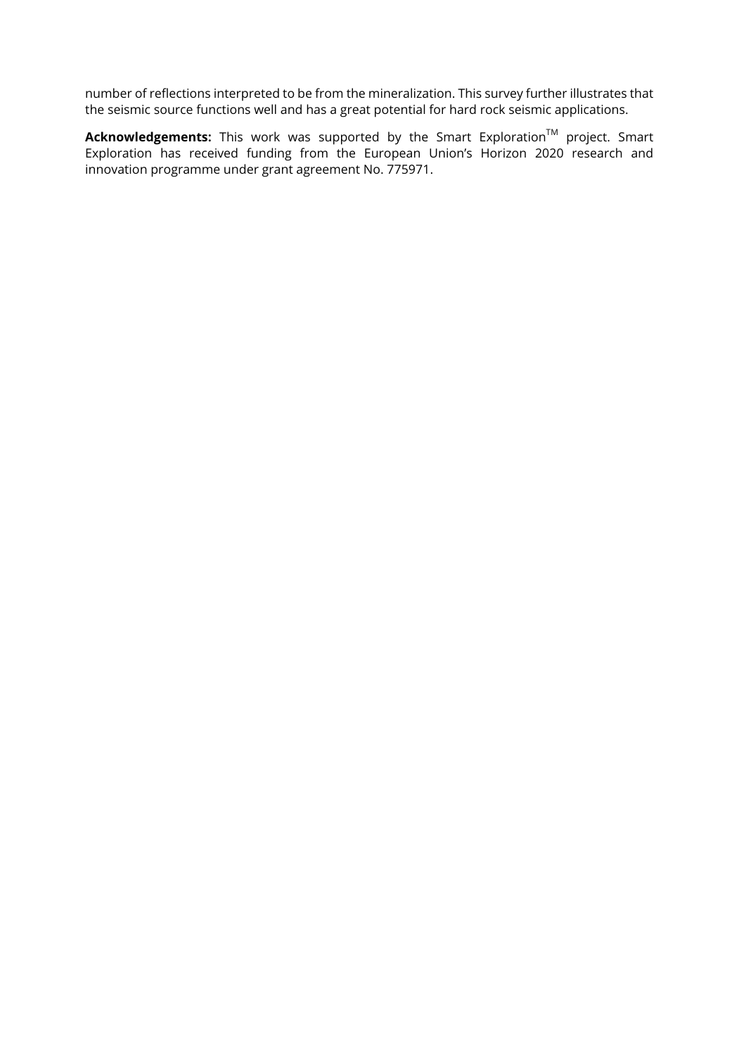number of reflections interpreted to be from the mineralization. This survey further illustrates that the seismic source functions well and has a great potential for hard rock seismic applications.

**Acknowledgements:** This work was supported by the Smart Exploration$^{TM}$ project. Smart Exploration has received funding from the European Union's Horizon 2020 research and innovation programme under grant agreement No. 775971.